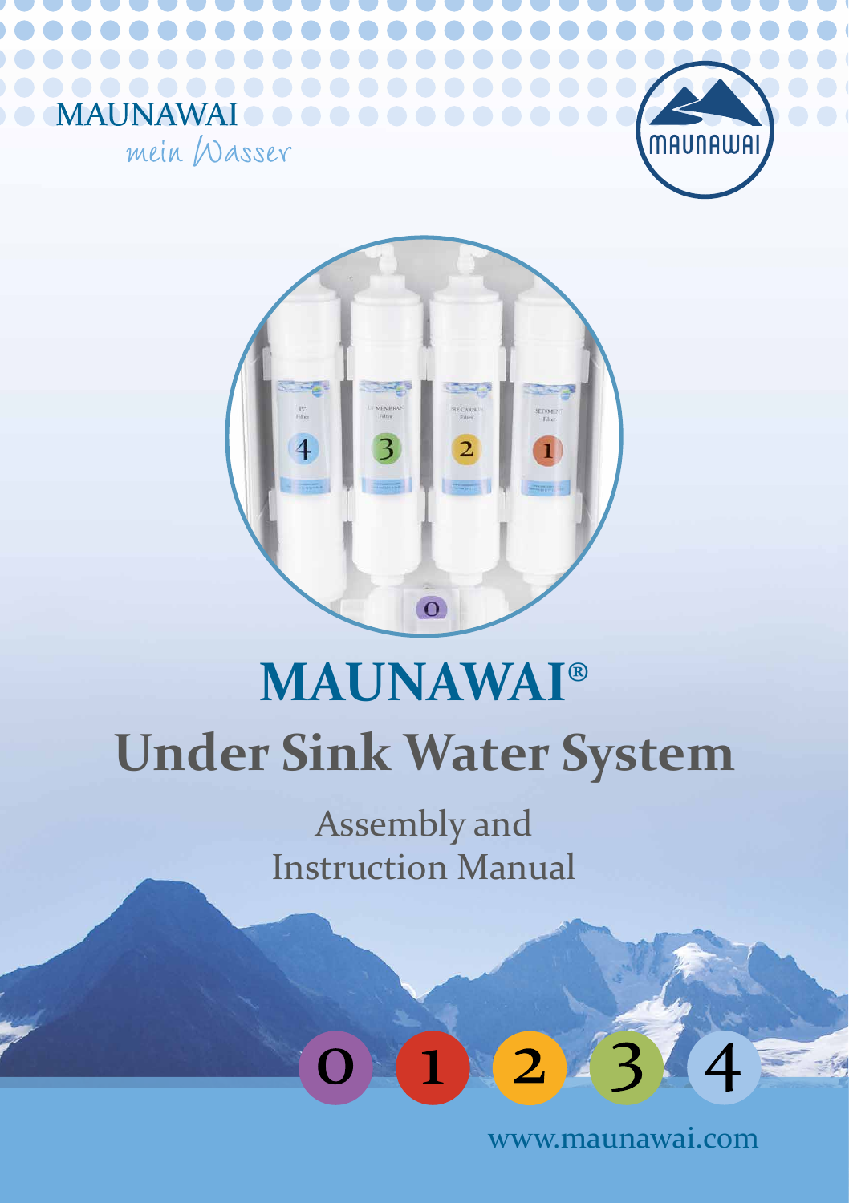MAUNAWAI

mein Wasser

# MAUNAWAI®

# Under Sink Water System

## Assembly and Instruction Manual

0 1 2 3 4

www.maunawai.com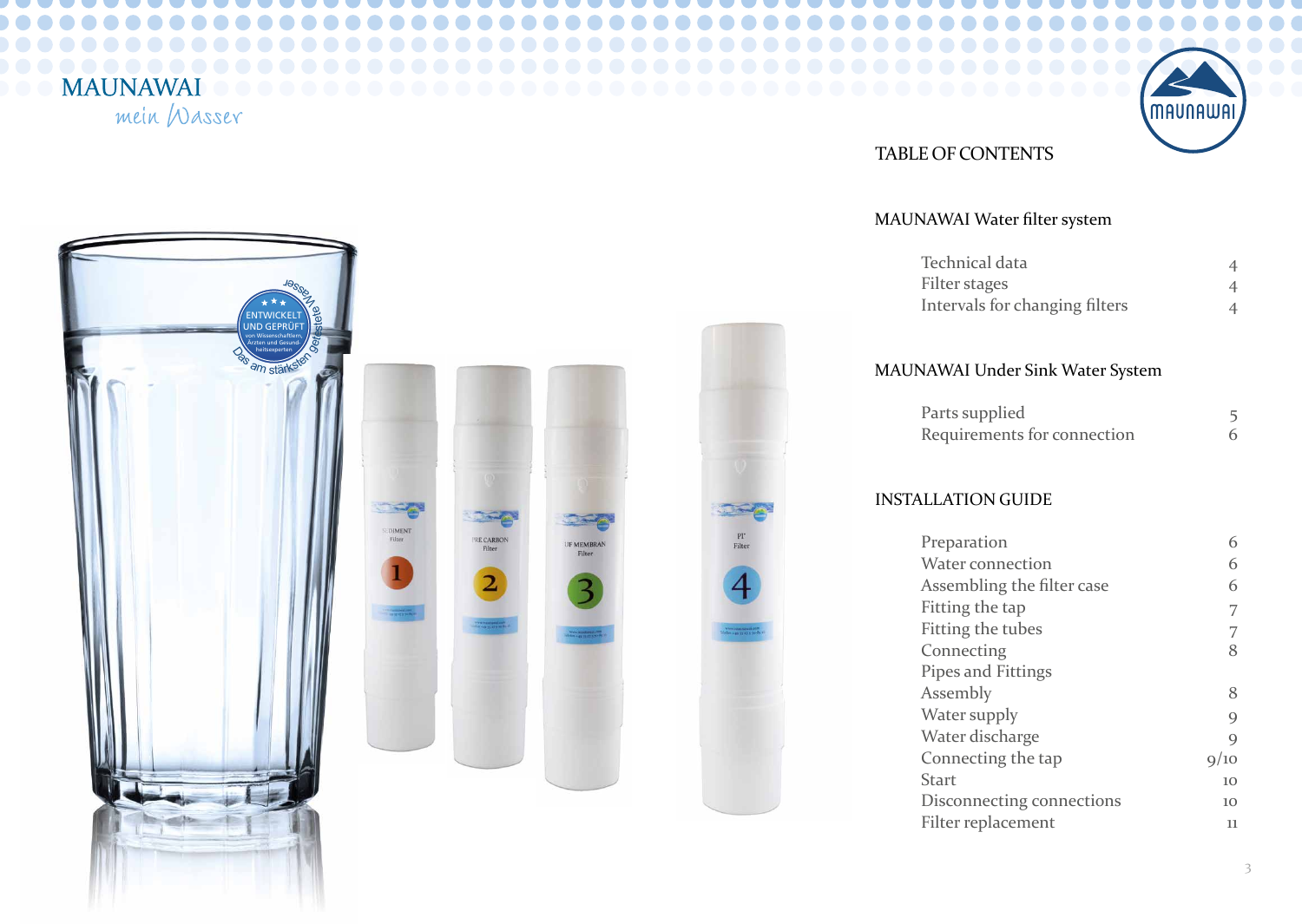MAUNAWAI

mein Wasser

# TABLE OF CONTENTS

## MAUNAWAI Water filter system

| | |
|---|---|
| Technical data | 4 |
| Filter stages | 4 |
| Intervals for changing filters | 4 |

## MAUNAWAI Under Sink Water System

| | |
|---|---|
| Parts supplied | 5 |
| Requirements for connection | 6 |

## INSTALLATION GUIDE

| | |
|---|---|
| Preparation | 6 |
| Water connection | 6 |
| Assembling the filter case | 6 |
| Fitting the tap | 7 |
| Fitting the tubes | 7 |
| Connecting | 8 |
| Pipes and Fittings | |
| Assembly | 8 |
| Water supply | 9 |
| Water discharge | 9 |
| Connecting the tap | 9/10 |
| Start | 10 |
| Disconnecting connections | 10 |
| Filter replacement | 11 |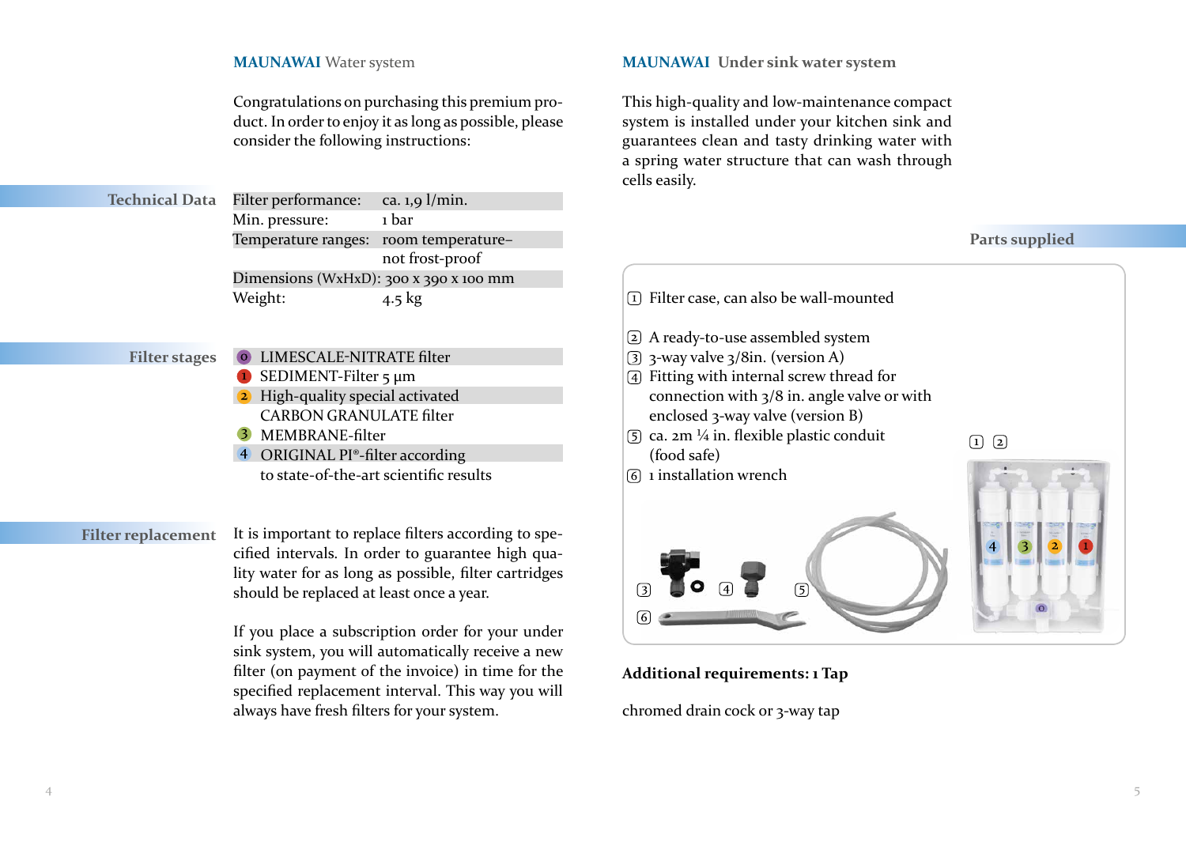## MAUNAWAI Water system

Congratulations on purchasing this premium product. In order to enjoy it as long as possible, please consider the following instructions:

### Technical Data

| | |
|---|---|
| Filter performance: | ca. 1,9 l/min. |
| Min. pressure: | 1 bar |
| Temperature ranges: | room temperature– not frost-proof |
| Dimensions (WxHxD): | 300 x 390 x 100 mm |
| Weight: | 4.5 kg |

### Filter stages

- 0 LIMESCALE-NITRATE filter
- 1 SEDIMENT-Filter 5 µm
- 2 High-quality special activated CARBON GRANULATE filter
- 3 MEMBRANE-filter
- 4 ORIGINAL PI®-filter according to state-of-the-art scientific results

### Filter replacement

It is important to replace filters according to specified intervals. In order to guarantee high quality water for as long as possible, filter cartridges should be replaced at least once a year.

If you place a subscription order for your under sink system, you will automatically receive a new filter (on payment of the invoice) in time for the specified replacement interval. This way you will always have fresh filters for your system.

## MAUNAWAI Under sink water system

This high-quality and low-maintenance compact system is installed under your kitchen sink and guarantees clean and tasty drinking water with a spring water structure that can wash through cells easily.

### Parts supplied

1. Filter case, can also be wall-mounted
2. A ready-to-use assembled system
3. 3-way valve 3/8in. (version A)
4. Fitting with internal screw thread for connection with 3/8 in. angle valve or with enclosed 3-way valve (version B)
5. ca. 2m ¼ in. flexible plastic conduit (food safe)
6. 1 installation wrench

**Additional requirements: 1 Tap**

chromed drain cock or 3-way tap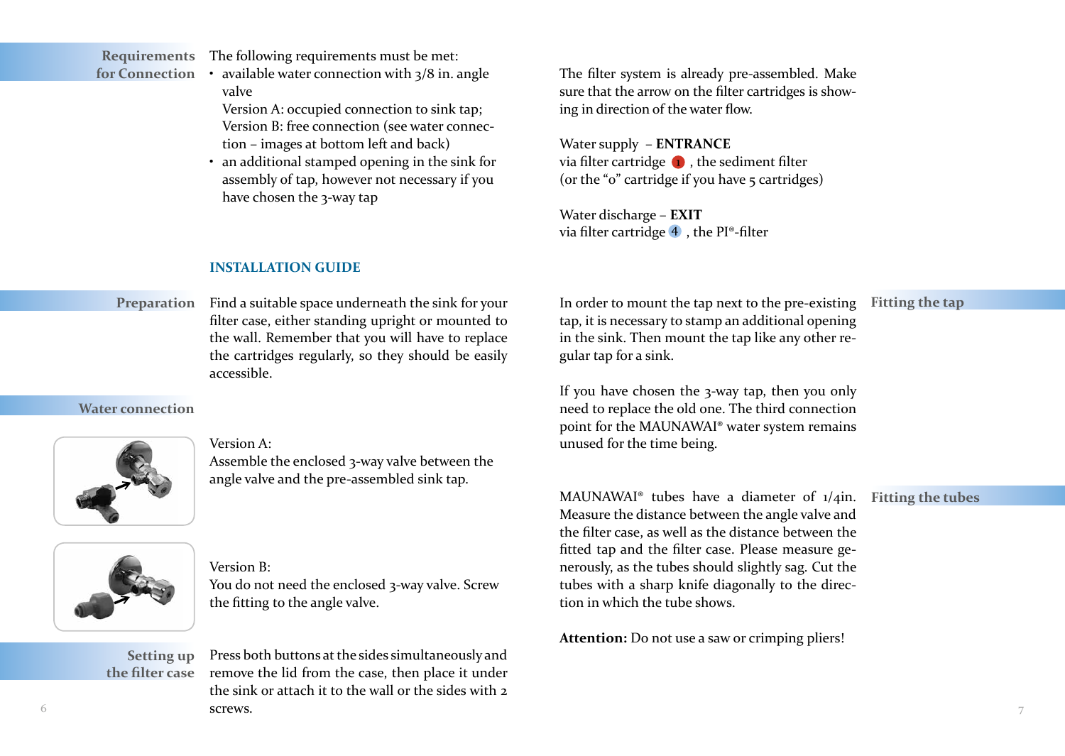## Requirements for Connection

The following requirements must be met:

- available water connection with 3/8 in. angle valve
  Version A: occupied connection to sink tap;
  Version B: free connection (see water connection – images at bottom left and back)
- an additional stamped opening in the sink for assembly of tap, however not necessary if you have chosen the 3-way tap

# INSTALLATION GUIDE

## Preparation

Find a suitable space underneath the sink for your filter case, either standing upright or mounted to the wall. Remember that you will have to replace the cartridges regularly, so they should be easily accessible.

## Water connection

Version A:
Assemble the enclosed 3-way valve between the angle valve and the pre-assembled sink tap.

Version B:
You do not need the enclosed 3-way valve. Screw the fitting to the angle valve.

## Setting up the filter case

Press both buttons at the sides simultaneously and remove the lid from the case, then place it under the sink or attach it to the wall or the sides with 2 screws.

The filter system is already pre-assembled. Make sure that the arrow on the filter cartridges is showing in direction of the water flow.

Water supply – **ENTRANCE**
via filter cartridge 1, the sediment filter
(or the "0" cartridge if you have 5 cartridges)

Water discharge – **EXIT**
via filter cartridge 4, the PI®-filter

## Fitting the tap

In order to mount the tap next to the pre-existing tap, it is necessary to stamp an additional opening in the sink. Then mount the tap like any other regular tap for a sink.

If you have chosen the 3-way tap, then you only need to replace the old one. The third connection point for the MAUNAWAI® water system remains unused for the time being.

## Fitting the tubes

MAUNAWAI® tubes have a diameter of 1/4in. Measure the distance between the angle valve and the filter case, as well as the distance between the fitted tap and the filter case. Please measure generously, as the tubes should slightly sag. Cut the tubes with a sharp knife diagonally to the direction in which the tube shows.

**Attention:** Do not use a saw or crimping pliers!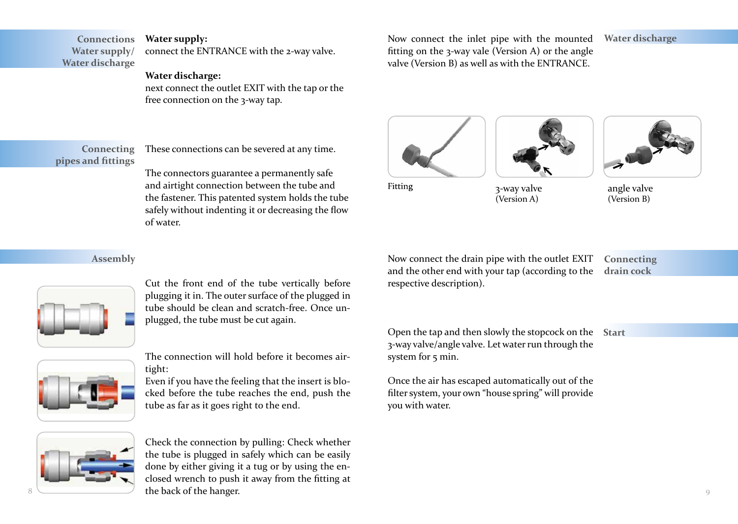## Connections Water supply/ Water discharge

**Water supply:**
connect the ENTRANCE with the 2-way valve.

**Water discharge:**
next connect the outlet EXIT with the tap or the free connection on the 3-way tap.

## Connecting pipes and fittings

These connections can be severed at any time.

The connectors guarantee a permanently safe and airtight connection between the tube and the fastener. This patented system holds the tube safely without indenting it or decreasing the flow of water.

## Assembly

Cut the front end of the tube vertically before plugging it in. The outer surface of the plugged in tube should be clean and scratch-free. Once unplugged, the tube must be cut again.

The connection will hold before it becomes airtight:
Even if you have the feeling that the insert is blocked before the tube reaches the end, push the tube as far as it goes right to the end.

Check the connection by pulling: Check whether the tube is plugged in safely which can be easily done by either giving it a tug or by using the enclosed wrench to push it away from the fitting at the back of the hanger.

## Water discharge

Now connect the inlet pipe with the mounted fitting on the 3-way vale (Version A) or the angle valve (Version B) as well as with the ENTRANCE.

Fitting

3-way valve (Version A)

angle valve (Version B)

## Connecting drain cock

Now connect the drain pipe with the outlet EXIT and the other end with your tap (according to the respective description).

## Start

Open the tap and then slowly the stopcock on the 3-way valve/angle valve. Let water run through the system for 5 min.

Once the air has escaped automatically out of the filter system, your own “house spring” will provide you with water.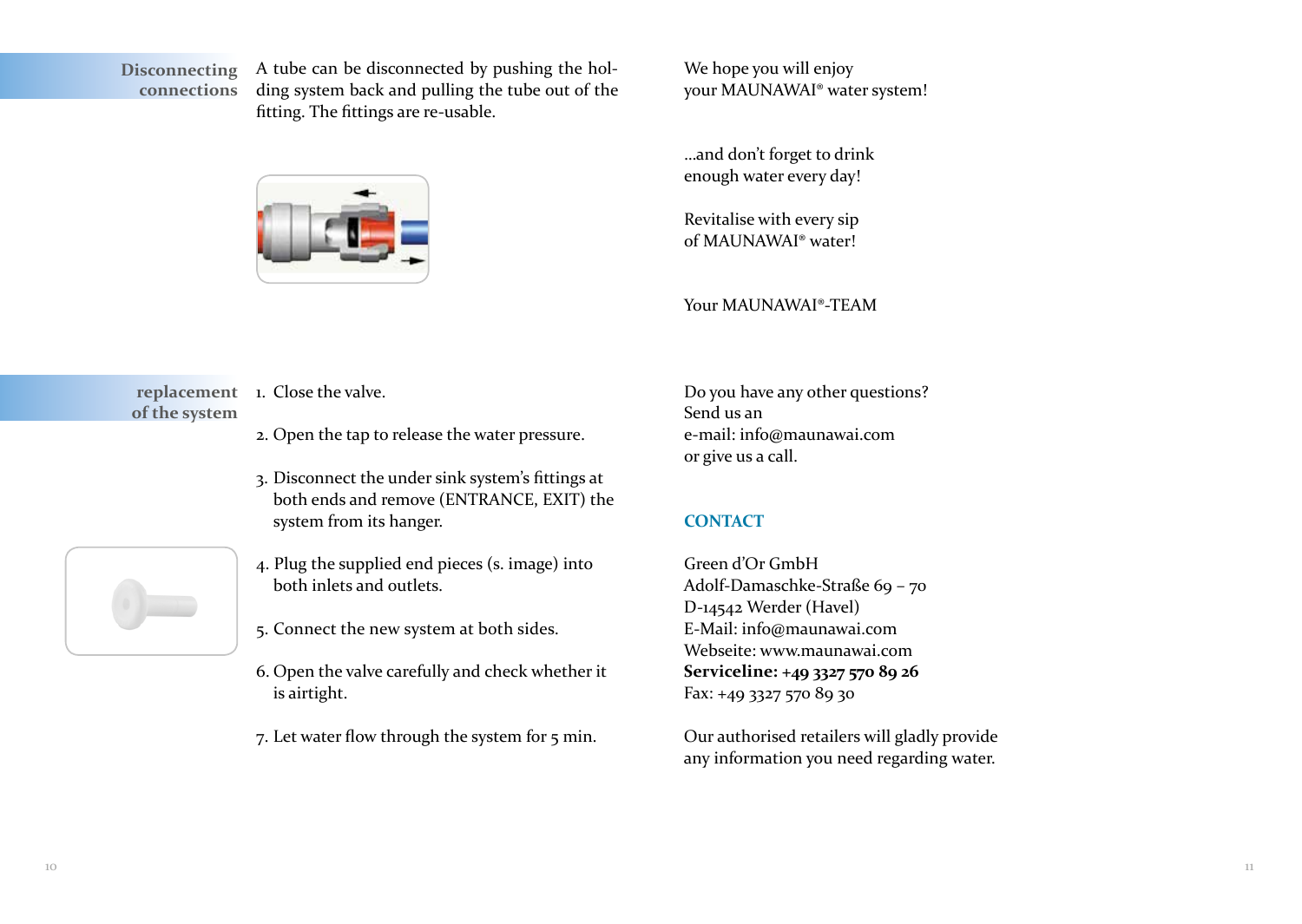## Disconnecting connections

A tube can be disconnected by pushing the holding system back and pulling the tube out of the fitting. The fittings are re-usable.

## replacement of the system

1. Close the valve.
2. Open the tap to release the water pressure.
3. Disconnect the under sink system's fittings at both ends and remove (ENTRANCE, EXIT) the system from its hanger.
4. Plug the supplied end pieces (s. image) into both inlets and outlets.
5. Connect the new system at both sides.
6. Open the valve carefully and check whether it is airtight.
7. Let water flow through the system for 5 min.

We hope you will enjoy
your MAUNAWAI® water system!

...and don't forget to drink
enough water every day!

Revitalise with every sip
of MAUNAWAI® water!

Your MAUNAWAI®-TEAM

Do you have any other questions?
Send us an
e-mail: info@maunawai.com
or give us a call.

## CONTACT

Green d'Or GmbH
Adolf-Damaschke-Straße 69 – 70
D-14542 Werder (Havel)
E-Mail: info@maunawai.com
Webseite: www.maunawai.com
**Serviceline: +49 3327 570 89 26**
Fax: +49 3327 570 89 30

Our authorised retailers will gladly provide any information you need regarding water.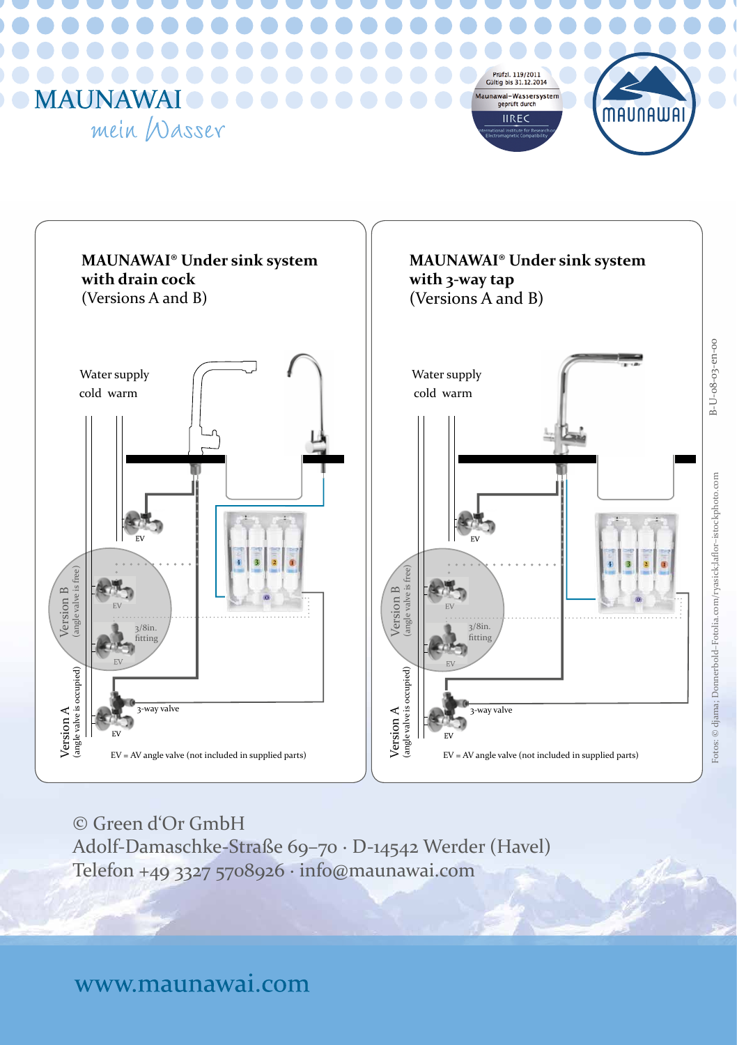MAUNAWAI

mein Wasser

Prüfzl. 119/2011
Gültig bis 31.12.2014
Maunawai-Wassersystem
geprüft durch
IIREC
International Institute for Research on Electromagnetic Compatibility

MAUNAWAI

## MAUNAWAI® Under sink system with drain cock

(Versions A and B)

Water supply

cold warm

EV

Version B
(angle valve is free)

EV

3/8in.
fitting

EV

Version A
(angle valve is occupied)

3-way valve

EV

EV = AV angle valve (not included in supplied parts)

## MAUNAWAI® Under sink system with 3-way tap

(Versions A and B)

Water supply

cold warm

EV

Version B
(angle valve is free)

EV

3/8in.
fitting

EV

Version A
(angle valve is occupied)

3-way valve

EV

EV = AV angle valve (not included in supplied parts)

B-U-08-03-en-00

Fotos: © djama; Donnerbold-Fotolia.com/ryasick/afor-istockphoto.com

© Green d'Or GmbH
Adolf-Damaschke-Straße 69–70 · D-14542 Werder (Havel)
Telefon +49 3327 5708926 · info@maunawai.com

www.maunawai.com